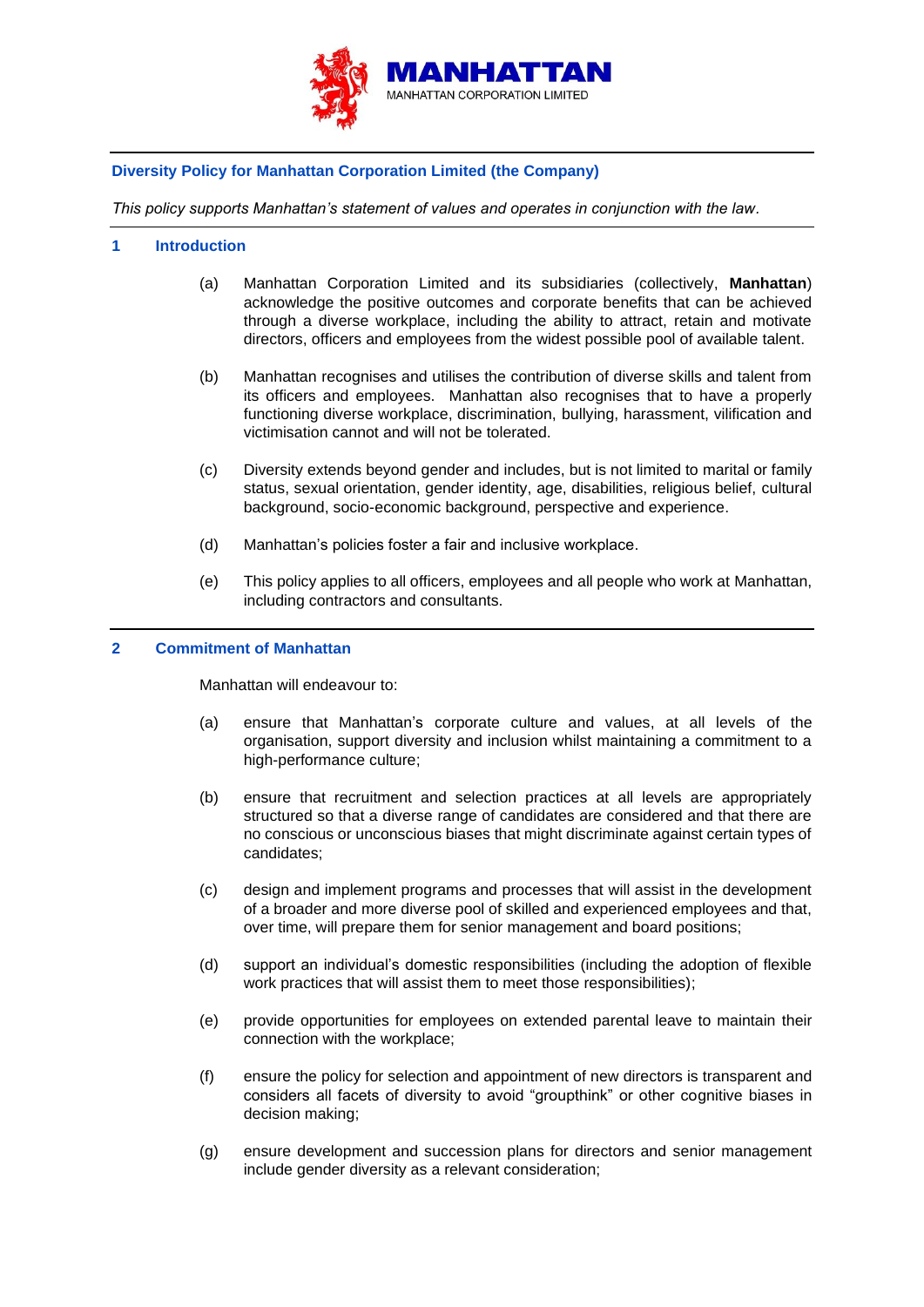MANHATTAN
MANHATTAN CORPORATION LIMITED

## Diversity Policy for Manhattan Corporation Limited (the Company)

*This policy supports Manhattan's statement of values and operates in conjunction with the law.*

## 1 Introduction

(a) Manhattan Corporation Limited and its subsidiaries (collectively, **Manhattan**) acknowledge the positive outcomes and corporate benefits that can be achieved through a diverse workplace, including the ability to attract, retain and motivate directors, officers and employees from the widest possible pool of available talent.

(b) Manhattan recognises and utilises the contribution of diverse skills and talent from its officers and employees. Manhattan also recognises that to have a properly functioning diverse workplace, discrimination, bullying, harassment, vilification and victimisation cannot and will not be tolerated.

(c) Diversity extends beyond gender and includes, but is not limited to marital or family status, sexual orientation, gender identity, age, disabilities, religious belief, cultural background, socio-economic background, perspective and experience.

(d) Manhattan's policies foster a fair and inclusive workplace.

(e) This policy applies to all officers, employees and all people who work at Manhattan, including contractors and consultants.

## 2 Commitment of Manhattan

Manhattan will endeavour to:

(a) ensure that Manhattan's corporate culture and values, at all levels of the organisation, support diversity and inclusion whilst maintaining a commitment to a high-performance culture;

(b) ensure that recruitment and selection practices at all levels are appropriately structured so that a diverse range of candidates are considered and that there are no conscious or unconscious biases that might discriminate against certain types of candidates;

(c) design and implement programs and processes that will assist in the development of a broader and more diverse pool of skilled and experienced employees and that, over time, will prepare them for senior management and board positions;

(d) support an individual's domestic responsibilities (including the adoption of flexible work practices that will assist them to meet those responsibilities);

(e) provide opportunities for employees on extended parental leave to maintain their connection with the workplace;

(f) ensure the policy for selection and appointment of new directors is transparent and considers all facets of diversity to avoid "groupthink" or other cognitive biases in decision making;

(g) ensure development and succession plans for directors and senior management include gender diversity as a relevant consideration;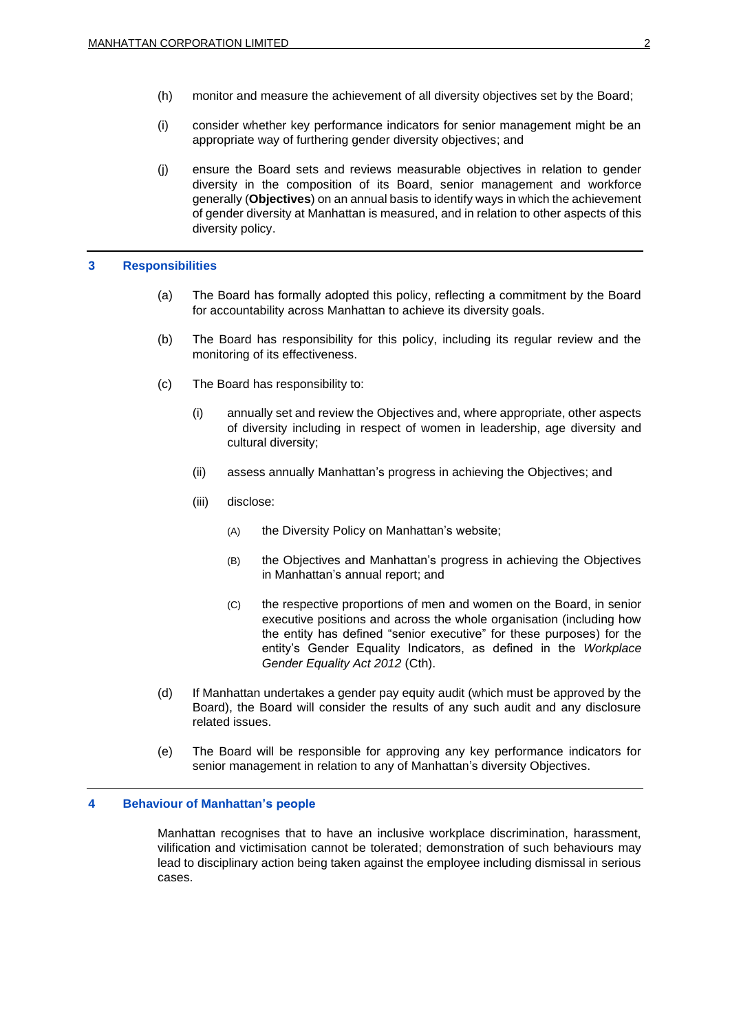(h) monitor and measure the achievement of all diversity objectives set by the Board;

(i) consider whether key performance indicators for senior management might be an appropriate way of furthering gender diversity objectives; and

(j) ensure the Board sets and reviews measurable objectives in relation to gender diversity in the composition of its Board, senior management and workforce generally (**Objectives**) on an annual basis to identify ways in which the achievement of gender diversity at Manhattan is measured, and in relation to other aspects of this diversity policy.

## 3 Responsibilities

(a) The Board has formally adopted this policy, reflecting a commitment by the Board for accountability across Manhattan to achieve its diversity goals.

(b) The Board has responsibility for this policy, including its regular review and the monitoring of its effectiveness.

(c) The Board has responsibility to:

   (i) annually set and review the Objectives and, where appropriate, other aspects of diversity including in respect of women in leadership, age diversity and cultural diversity;

   (ii) assess annually Manhattan's progress in achieving the Objectives; and

   (iii) disclose:

      (A) the Diversity Policy on Manhattan's website;

      (B) the Objectives and Manhattan's progress in achieving the Objectives in Manhattan's annual report; and

      (C) the respective proportions of men and women on the Board, in senior executive positions and across the whole organisation (including how the entity has defined "senior executive" for these purposes) for the entity's Gender Equality Indicators, as defined in the *Workplace Gender Equality Act 2012* (Cth).

(d) If Manhattan undertakes a gender pay equity audit (which must be approved by the Board), the Board will consider the results of any such audit and any disclosure related issues.

(e) The Board will be responsible for approving any key performance indicators for senior management in relation to any of Manhattan's diversity Objectives.

## 4 Behaviour of Manhattan's people

Manhattan recognises that to have an inclusive workplace discrimination, harassment, vilification and victimisation cannot be tolerated; demonstration of such behaviours may lead to disciplinary action being taken against the employee including dismissal in serious cases.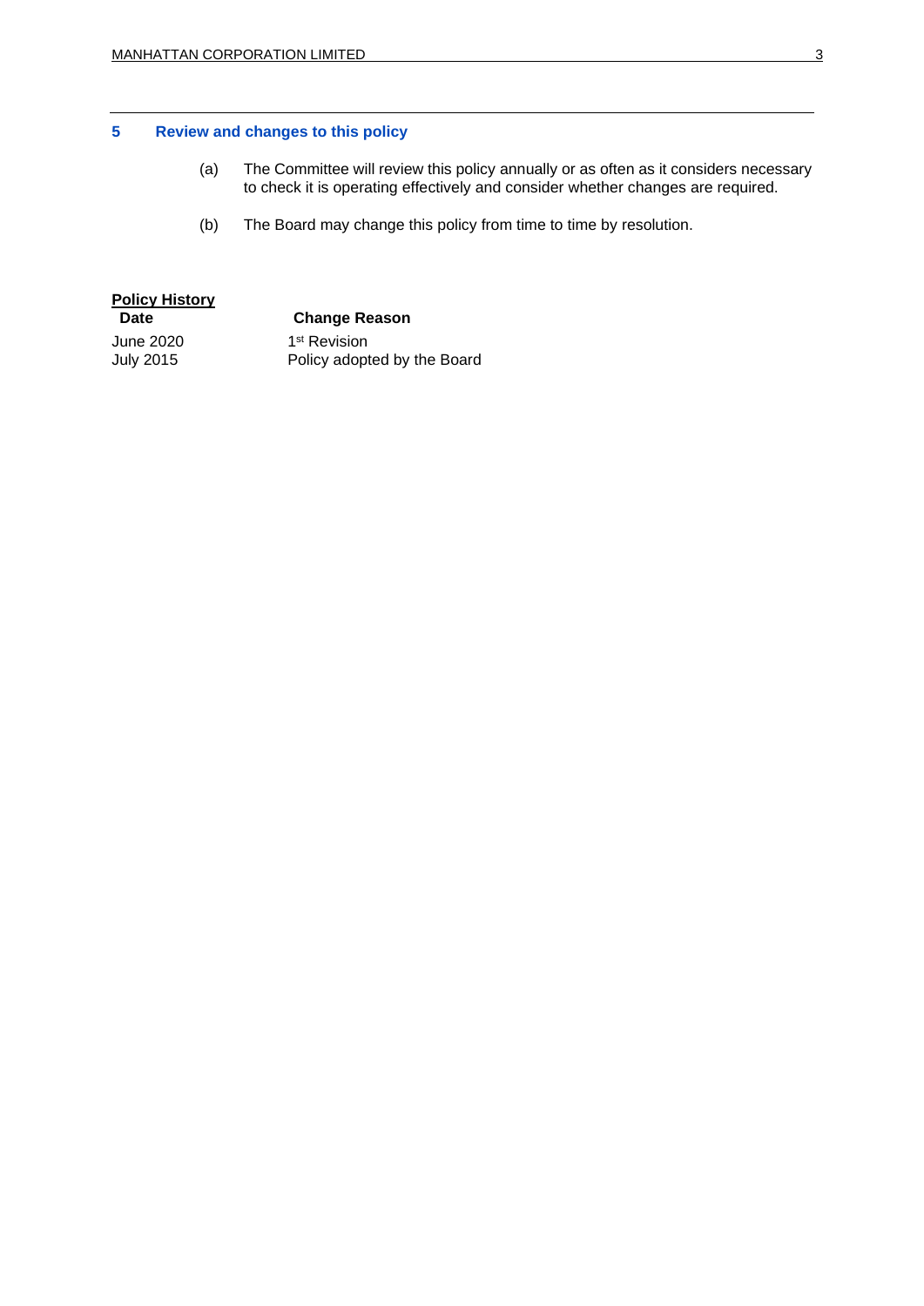## 5 Review and changes to this policy

(a) The Committee will review this policy annually or as often as it considers necessary to check it is operating effectively and consider whether changes are required.

(b) The Board may change this policy from time to time by resolution.

**Policy History**

| Date | Change Reason |
|---|---|
| June 2020 | 1st Revision |
| July 2015 | Policy adopted by the Board |